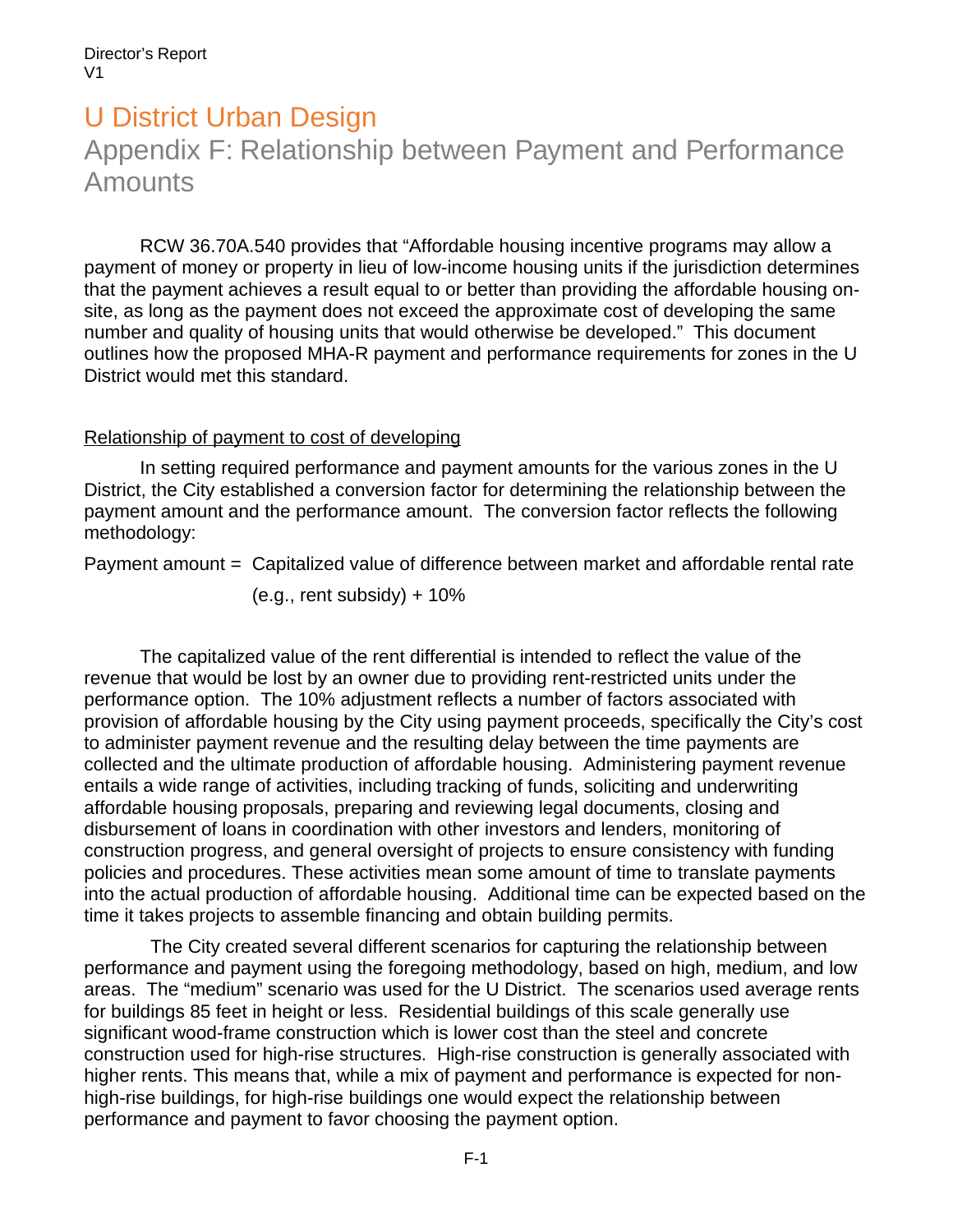Director's Report
V1

# U District Urban Design

## Appendix F: Relationship between Payment and Performance Amounts

RCW 36.70A.540 provides that "Affordable housing incentive programs may allow a payment of money or property in lieu of low-income housing units if the jurisdiction determines that the payment achieves a result equal to or better than providing the affordable housing on-site, as long as the payment does not exceed the approximate cost of developing the same number and quality of housing units that would otherwise be developed." This document outlines how the proposed MHA-R payment and performance requirements for zones in the U District would met this standard.

<u>Relationship of payment to cost of developing</u>

In setting required performance and payment amounts for the various zones in the U District, the City established a conversion factor for determining the relationship between the payment amount and the performance amount. The conversion factor reflects the following methodology:

Payment amount = Capitalized value of difference between market and affordable rental rate (e.g., rent subsidy) + 10%

The capitalized value of the rent differential is intended to reflect the value of the revenue that would be lost by an owner due to providing rent-restricted units under the performance option. The 10% adjustment reflects a number of factors associated with provision of affordable housing by the City using payment proceeds, specifically the City's cost to administer payment revenue and the resulting delay between the time payments are collected and the ultimate production of affordable housing. Administering payment revenue entails a wide range of activities, including tracking of funds, soliciting and underwriting affordable housing proposals, preparing and reviewing legal documents, closing and disbursement of loans in coordination with other investors and lenders, monitoring of construction progress, and general oversight of projects to ensure consistency with funding policies and procedures. These activities mean some amount of time to translate payments into the actual production of affordable housing. Additional time can be expected based on the time it takes projects to assemble financing and obtain building permits.

The City created several different scenarios for capturing the relationship between performance and payment using the foregoing methodology, based on high, medium, and low areas. The "medium" scenario was used for the U District. The scenarios used average rents for buildings 85 feet in height or less. Residential buildings of this scale generally use significant wood-frame construction which is lower cost than the steel and concrete construction used for high-rise structures. High-rise construction is generally associated with higher rents. This means that, while a mix of payment and performance is expected for non-high-rise buildings, for high-rise buildings one would expect the relationship between performance and payment to favor choosing the payment option.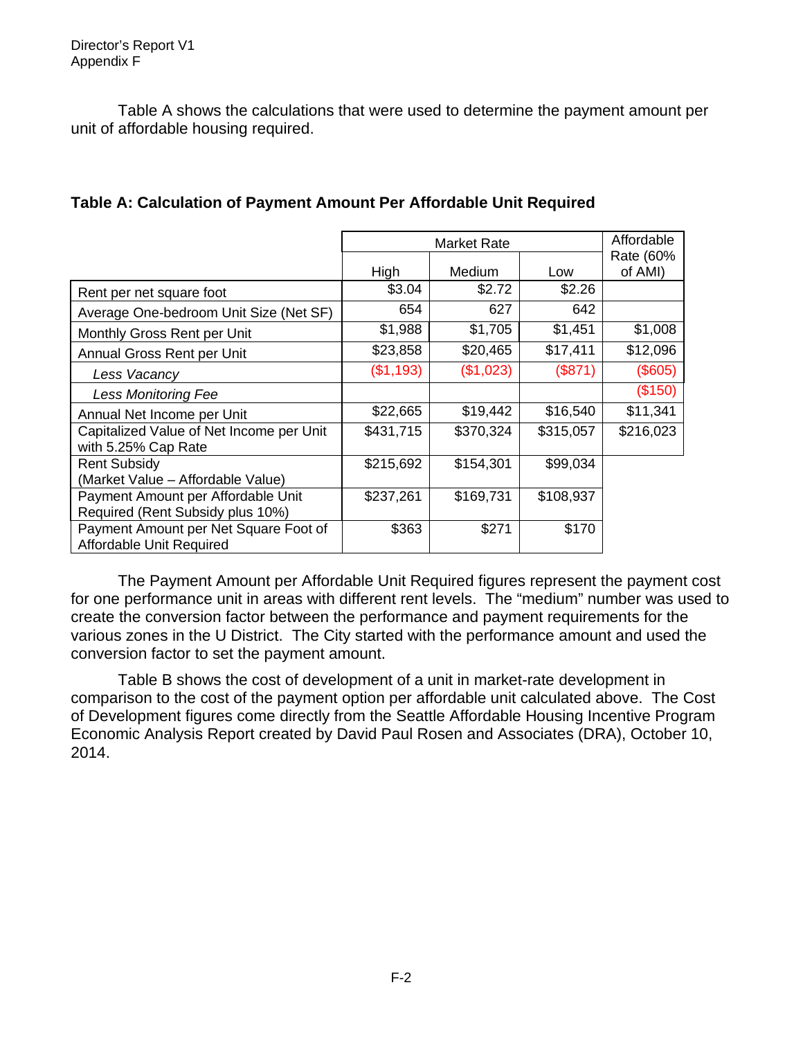Director's Report V1
Appendix F

Table A shows the calculations that were used to determine the payment amount per unit of affordable housing required.

**Table A: Calculation of Payment Amount Per Affordable Unit Required**

| | Market Rate | | | Affordable Rate (60% of AMI) |
|---|---|---|---|---|
| | High | Medium | Low | |
| Rent per net square foot | $3.04 | $2.72 | $2.26 | |
| Average One-bedroom Unit Size (Net SF) | 654 | 627 | 642 | |
| Monthly Gross Rent per Unit | $1,988 | $1,705 | $1,451 | $1,008 |
| Annual Gross Rent per Unit | $23,858 | $20,465 | $17,411 | $12,096 |
| *Less Vacancy* | ($1,193) | ($1,023) | ($871) | ($605) |
| *Less Monitoring Fee* | | | | ($150) |
| Annual Net Income per Unit | $22,665 | $19,442 | $16,540 | $11,341 |
| Capitalized Value of Net Income per Unit with 5.25% Cap Rate | $431,715 | $370,324 | $315,057 | $216,023 |
| Rent Subsidy (Market Value – Affordable Value) | $215,692 | $154,301 | $99,034 | |
| Payment Amount per Affordable Unit Required (Rent Subsidy plus 10%) | $237,261 | $169,731 | $108,937 | |
| Payment Amount per Net Square Foot of Affordable Unit Required | $363 | $271 | $170 | |

The Payment Amount per Affordable Unit Required figures represent the payment cost for one performance unit in areas with different rent levels. The "medium" number was used to create the conversion factor between the performance and payment requirements for the various zones in the U District. The City started with the performance amount and used the conversion factor to set the payment amount.

Table B shows the cost of development of a unit in market-rate development in comparison to the cost of the payment option per affordable unit calculated above. The Cost of Development figures come directly from the Seattle Affordable Housing Incentive Program Economic Analysis Report created by David Paul Rosen and Associates (DRA), October 10, 2014.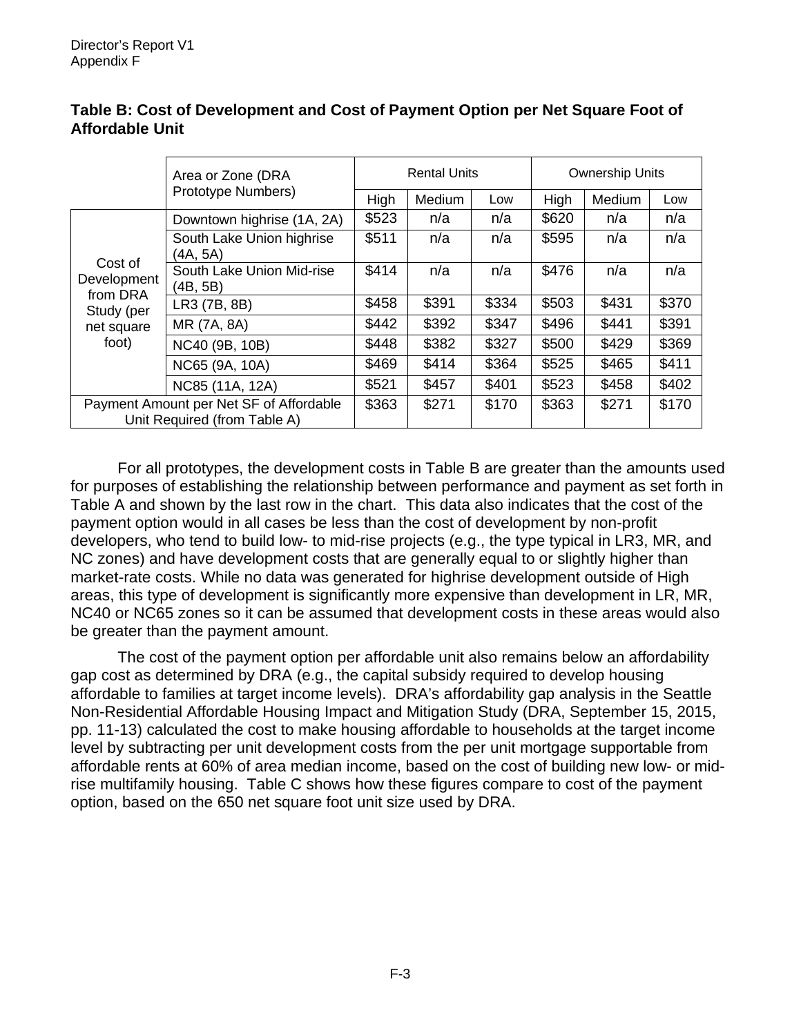**Table B: Cost of Development and Cost of Payment Option per Net Square Foot of Affordable Unit**

| | Area or Zone (DRA Prototype Numbers) | Rental Units | | | Ownership Units | | |
|---|---|---|---|---|---|---|---|
| | | High | Medium | Low | High | Medium | Low |
| Cost of Development from DRA Study (per net square foot) | Downtown highrise (1A, 2A) | $523 | n/a | n/a | $620 | n/a | n/a |
| | South Lake Union highrise (4A, 5A) | $511 | n/a | n/a | $595 | n/a | n/a |
| | South Lake Union Mid-rise (4B, 5B) | $414 | n/a | n/a | $476 | n/a | n/a |
| | LR3 (7B, 8B) | $458 | $391 | $334 | $503 | $431 | $370 |
| | MR (7A, 8A) | $442 | $392 | $347 | $496 | $441 | $391 |
| | NC40 (9B, 10B) | $448 | $382 | $327 | $500 | $429 | $369 |
| | NC65 (9A, 10A) | $469 | $414 | $364 | $525 | $465 | $411 |
| | NC85 (11A, 12A) | $521 | $457 | $401 | $523 | $458 | $402 |
| Payment Amount per Net SF of Affordable Unit Required (from Table A) | | $363 | $271 | $170 | $363 | $271 | $170 |

For all prototypes, the development costs in Table B are greater than the amounts used for purposes of establishing the relationship between performance and payment as set forth in Table A and shown by the last row in the chart. This data also indicates that the cost of the payment option would in all cases be less than the cost of development by non-profit developers, who tend to build low- to mid-rise projects (e.g., the type typical in LR3, MR, and NC zones) and have development costs that are generally equal to or slightly higher than market-rate costs. While no data was generated for highrise development outside of High areas, this type of development is significantly more expensive than development in LR, MR, NC40 or NC65 zones so it can be assumed that development costs in these areas would also be greater than the payment amount.

The cost of the payment option per affordable unit also remains below an affordability gap cost as determined by DRA (e.g., the capital subsidy required to develop housing affordable to families at target income levels). DRA's affordability gap analysis in the Seattle Non-Residential Affordable Housing Impact and Mitigation Study (DRA, September 15, 2015, pp. 11-13) calculated the cost to make housing affordable to households at the target income level by subtracting per unit development costs from the per unit mortgage supportable from affordable rents at 60% of area median income, based on the cost of building new low- or mid-rise multifamily housing. Table C shows how these figures compare to cost of the payment option, based on the 650 net square foot unit size used by DRA.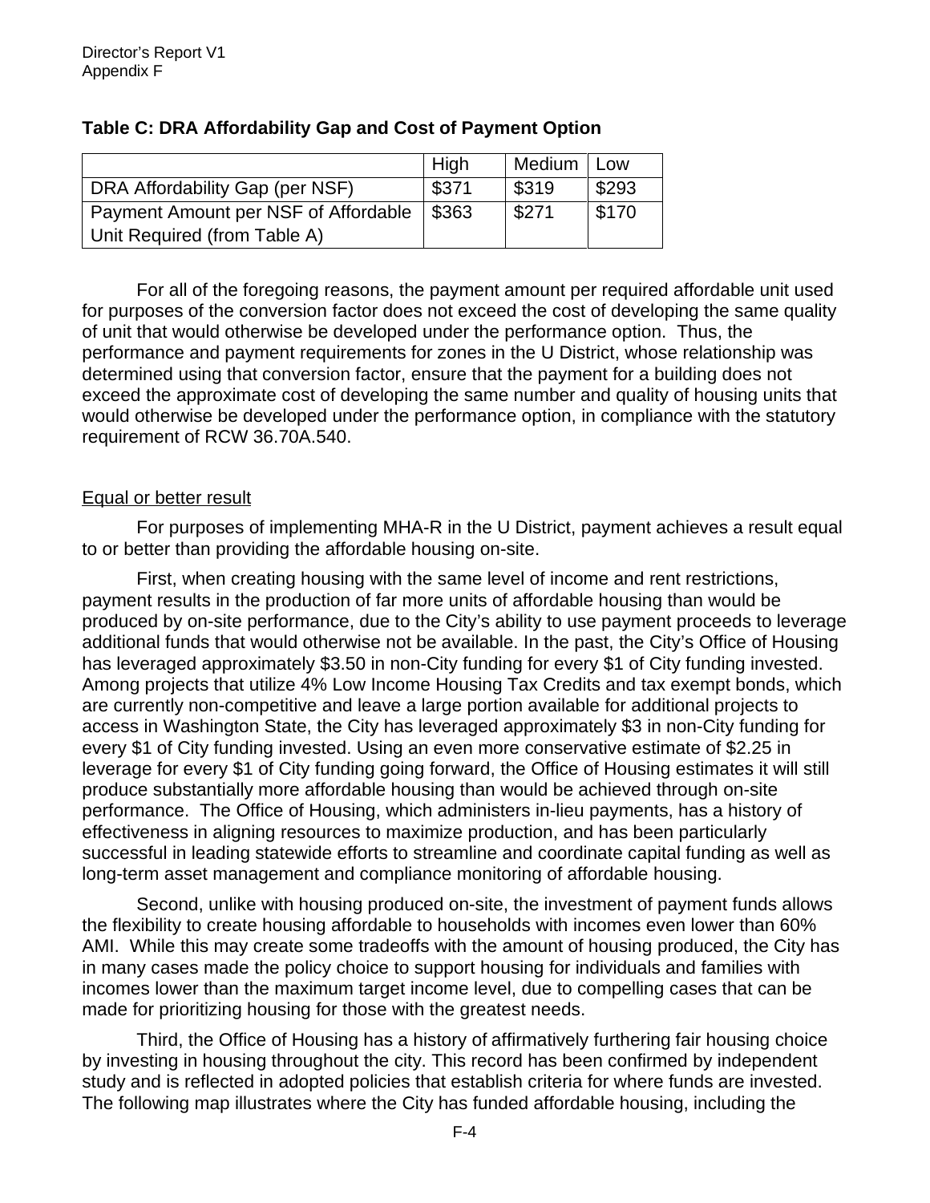**Table C: DRA Affordability Gap and Cost of Payment Option**

| | High | Medium | Low |
|---|---|---|---|
| DRA Affordability Gap (per NSF) | $371 | $319 | $293 |
| Payment Amount per NSF of Affordable Unit Required (from Table A) | $363 | $271 | $170 |

For all of the foregoing reasons, the payment amount per required affordable unit used for purposes of the conversion factor does not exceed the cost of developing the same quality of unit that would otherwise be developed under the performance option. Thus, the performance and payment requirements for zones in the U District, whose relationship was determined using that conversion factor, ensure that the payment for a building does not exceed the approximate cost of developing the same number and quality of housing units that would otherwise be developed under the performance option, in compliance with the statutory requirement of RCW 36.70A.540.

<u>Equal or better result</u>

For purposes of implementing MHA-R in the U District, payment achieves a result equal to or better than providing the affordable housing on-site.

First, when creating housing with the same level of income and rent restrictions, payment results in the production of far more units of affordable housing than would be produced by on-site performance, due to the City's ability to use payment proceeds to leverage additional funds that would otherwise not be available. In the past, the City's Office of Housing has leveraged approximately $3.50 in non-City funding for every $1 of City funding invested. Among projects that utilize 4% Low Income Housing Tax Credits and tax exempt bonds, which are currently non-competitive and leave a large portion available for additional projects to access in Washington State, the City has leveraged approximately $3 in non-City funding for every $1 of City funding invested. Using an even more conservative estimate of $2.25 in leverage for every $1 of City funding going forward, the Office of Housing estimates it will still produce substantially more affordable housing than would be achieved through on-site performance. The Office of Housing, which administers in-lieu payments, has a history of effectiveness in aligning resources to maximize production, and has been particularly successful in leading statewide efforts to streamline and coordinate capital funding as well as long-term asset management and compliance monitoring of affordable housing.

Second, unlike with housing produced on-site, the investment of payment funds allows the flexibility to create housing affordable to households with incomes even lower than 60% AMI. While this may create some tradeoffs with the amount of housing produced, the City has in many cases made the policy choice to support housing for individuals and families with incomes lower than the maximum target income level, due to compelling cases that can be made for prioritizing housing for those with the greatest needs.

Third, the Office of Housing has a history of affirmatively furthering fair housing choice by investing in housing throughout the city. This record has been confirmed by independent study and is reflected in adopted policies that establish criteria for where funds are invested. The following map illustrates where the City has funded affordable housing, including the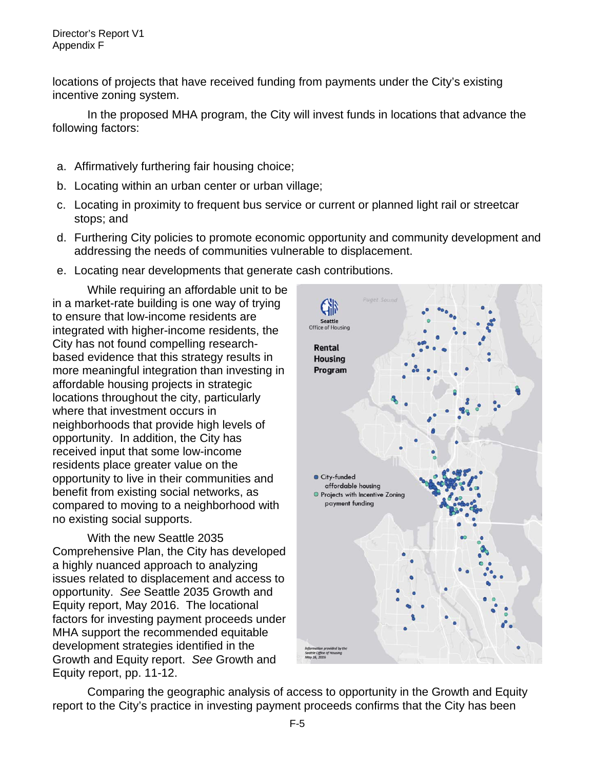locations of projects that have received funding from payments under the City's existing incentive zoning system.

In the proposed MHA program, the City will invest funds in locations that advance the following factors:

a. Affirmatively furthering fair housing choice;
b. Locating within an urban center or urban village;
c. Locating in proximity to frequent bus service or current or planned light rail or streetcar stops; and
d. Furthering City policies to promote economic opportunity and community development and addressing the needs of communities vulnerable to displacement.
e. Locating near developments that generate cash contributions.

While requiring an affordable unit to be in a market-rate building is one way of trying to ensure that low-income residents are integrated with higher-income residents, the City has not found compelling research-based evidence that this strategy results in more meaningful integration than investing in affordable housing projects in strategic locations throughout the city, particularly where that investment occurs in neighborhoods that provide high levels of opportunity. In addition, the City has received input that some low-income residents place greater value on the opportunity to live in their communities and benefit from existing social networks, as compared to moving to a neighborhood with no existing social supports.

Seattle Office of Housing

**Rental Housing Program**

- City-funded affordable housing
- Projects with Incentive Zoning payment funding

Information provided by the Seattle Office of Housing May 16, 2016

With the new Seattle 2035 Comprehensive Plan, the City has developed a highly nuanced approach to analyzing issues related to displacement and access to opportunity. *See* Seattle 2035 Growth and Equity report, May 2016. The locational factors for investing payment proceeds under MHA support the recommended equitable development strategies identified in the Growth and Equity report. *See* Growth and Equity report, pp. 11-12.

Comparing the geographic analysis of access to opportunity in the Growth and Equity report to the City's practice in investing payment proceeds confirms that the City has been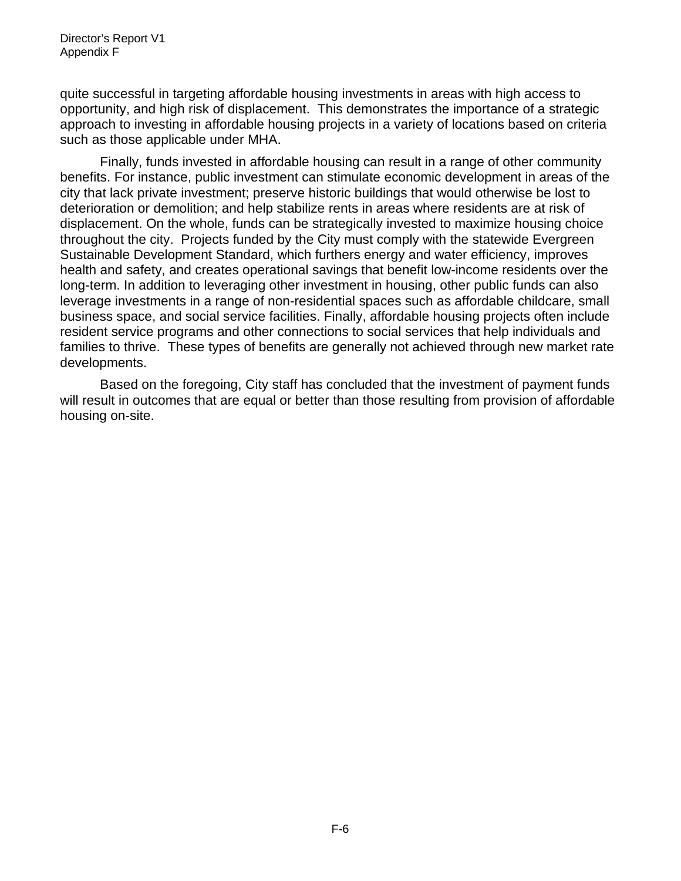quite successful in targeting affordable housing investments in areas with high access to opportunity, and high risk of displacement. This demonstrates the importance of a strategic approach to investing in affordable housing projects in a variety of locations based on criteria such as those applicable under MHA.

Finally, funds invested in affordable housing can result in a range of other community benefits. For instance, public investment can stimulate economic development in areas of the city that lack private investment; preserve historic buildings that would otherwise be lost to deterioration or demolition; and help stabilize rents in areas where residents are at risk of displacement. On the whole, funds can be strategically invested to maximize housing choice throughout the city. Projects funded by the City must comply with the statewide Evergreen Sustainable Development Standard, which furthers energy and water efficiency, improves health and safety, and creates operational savings that benefit low-income residents over the long-term. In addition to leveraging other investment in housing, other public funds can also leverage investments in a range of non-residential spaces such as affordable childcare, small business space, and social service facilities. Finally, affordable housing projects often include resident service programs and other connections to social services that help individuals and families to thrive. These types of benefits are generally not achieved through new market rate developments.

Based on the foregoing, City staff has concluded that the investment of payment funds will result in outcomes that are equal or better than those resulting from provision of affordable housing on-site.